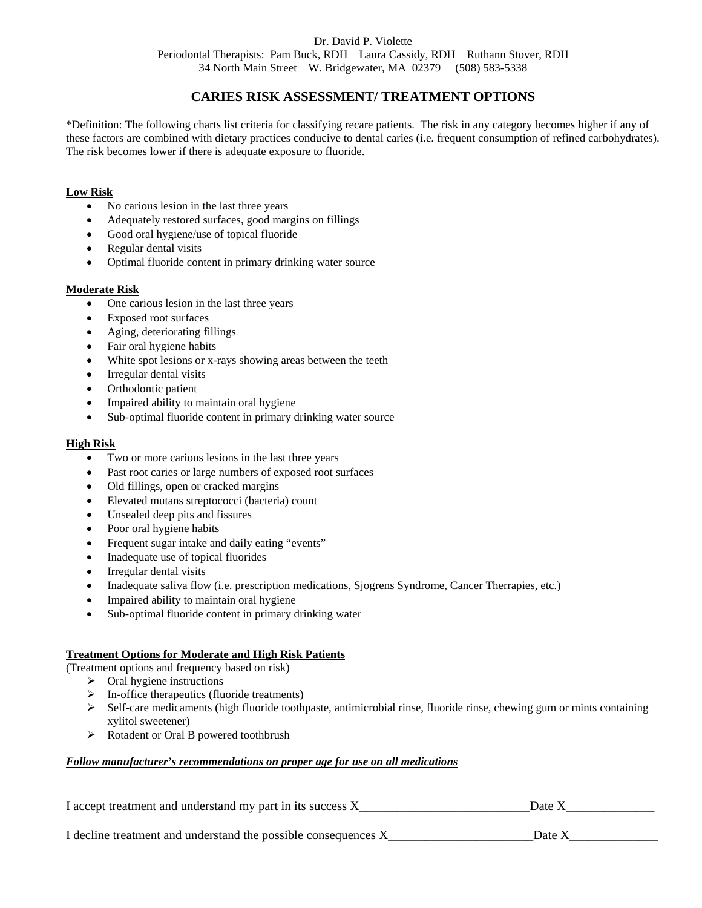Dr. David P. Violette

Periodontal Therapists: Pam Buck, RDH Laura Cassidy, RDH Ruthann Stover, RDH

34 North Main Street W. Bridgewater, MA 02379 (508) 583-5338

# CARIES RISK ASSESSMENT/ TREATMENT OPTIONS

*Definition: The following charts list criteria for classifying recare patients. The risk in any category becomes higher if any of these factors are combined with dietary practices conducive to dental caries (i.e. frequent consumption of refined carbohydrates). The risk becomes lower if there is adequate exposure to fluoride.

**Low Risk**

- No carious lesion in the last three years
- Adequately restored surfaces, good margins on fillings
- Good oral hygiene/use of topical fluoride
- Regular dental visits
- Optimal fluoride content in primary drinking water source

**Moderate Risk**

- One carious lesion in the last three years
- Exposed root surfaces
- Aging, deteriorating fillings
- Fair oral hygiene habits
- White spot lesions or x-rays showing areas between the teeth
- Irregular dental visits
- Orthodontic patient
- Impaired ability to maintain oral hygiene
- Sub-optimal fluoride content in primary drinking water source

**High Risk**

- Two or more carious lesions in the last three years
- Past root caries or large numbers of exposed root surfaces
- Old fillings, open or cracked margins
- Elevated mutans streptococci (bacteria) count
- Unsealed deep pits and fissures
- Poor oral hygiene habits
- Frequent sugar intake and daily eating "events"
- Inadequate use of topical fluorides
- Irregular dental visits
- Inadequate saliva flow (i.e. prescription medications, Sjogrens Syndrome, Cancer Therrapies, etc.)
- Impaired ability to maintain oral hygiene
- Sub-optimal fluoride content in primary drinking water

**Treatment Options for Moderate and High Risk Patients**

(Treatment options and frequency based on risk)

- Oral hygiene instructions
- In-office therapeutics (fluoride treatments)
- Self-care medicaments (high fluoride toothpaste, antimicrobial rinse, fluoride rinse, chewing gum or mints containing xylitol sweetener)
- Rotadent or Oral B powered toothbrush

***Follow manufacturer's recommendations on proper age for use on all medications***

I accept treatment and understand my part in its success X___________________________Date X______________

I decline treatment and understand the possible consequences X_______________________Date X______________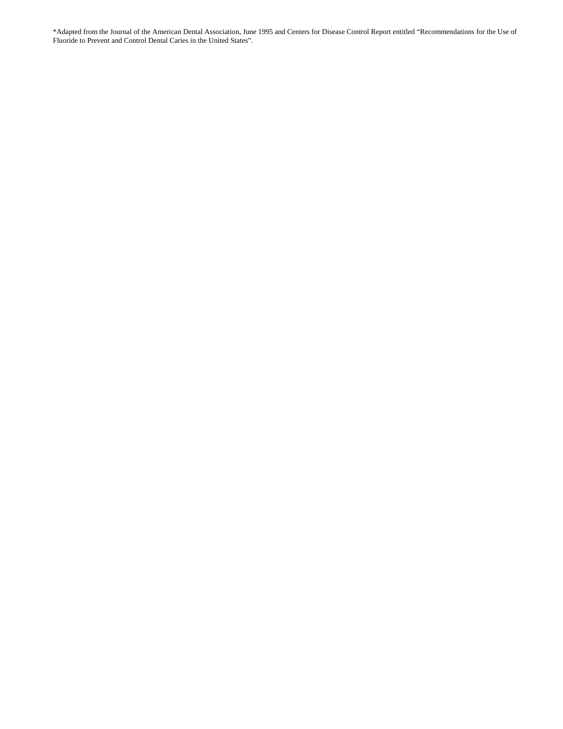*Adapted from the Journal of the American Dental Association, June 1995 and Centers for Disease Control Report entitled "Recommendations for the Use of Fluoride to Prevent and Control Dental Caries in the United States".